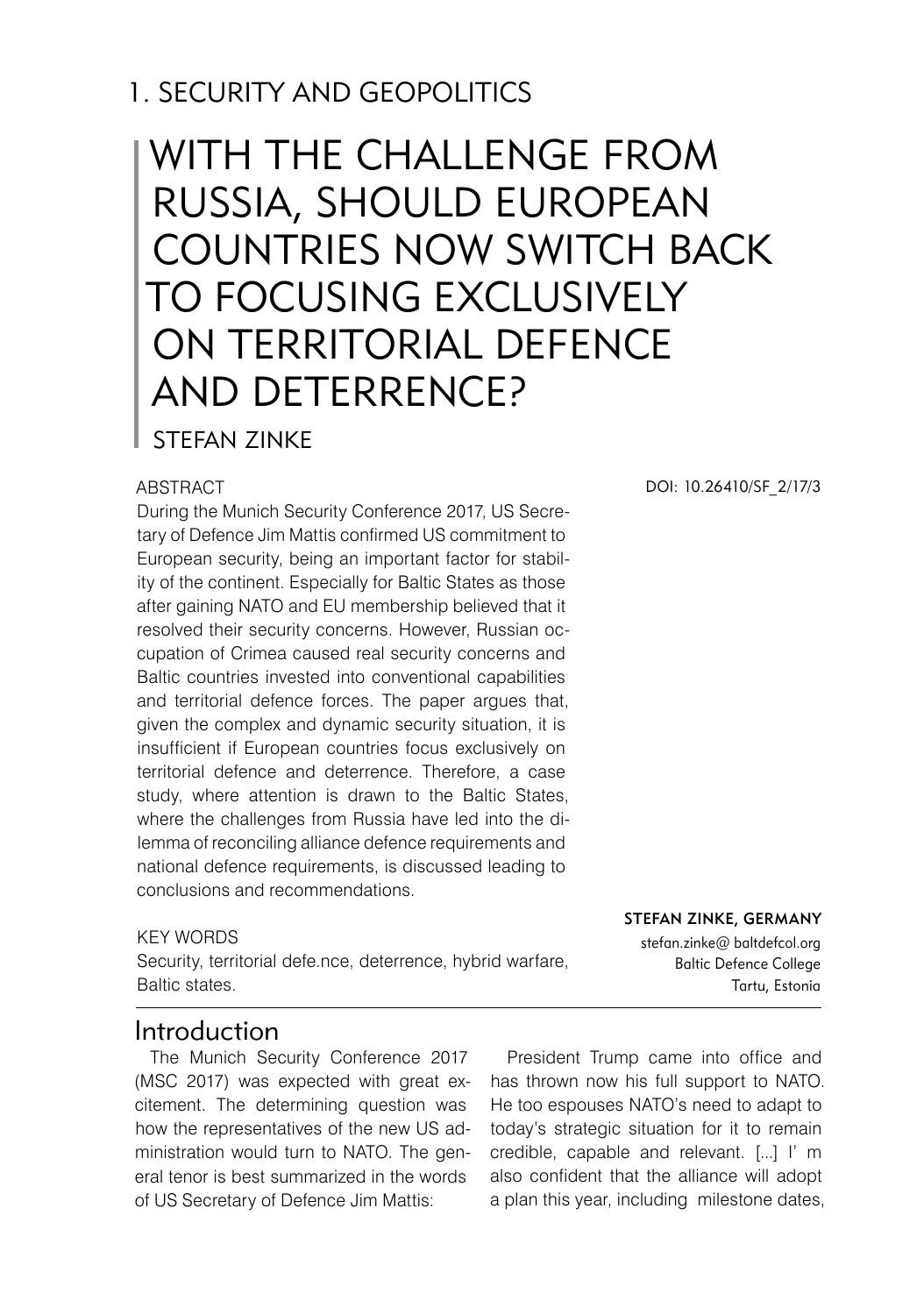1. SECURITY AND GEOPOLITICS

# WITH THE CHALLENGE FROM RUSSIA, SHOULD EUROPEAN COUNTRIES NOW SWITCH BACK TO FOCUSING EXCLUSIVELY ON TERRITORIAL DEFENCE AND DETERRENCE?

STEFAN ZINKE

DOI: 10.26410/SF_2/17/3

**STEFAN ZINKE, GERMANY**
stefan.zinke@ baltdefcol.org
Baltic Defence College
Tartu, Estonia

ABSTRACT

During the Munich Security Conference 2017, US Secretary of Defence Jim Mattis confirmed US commitment to European security, being an important factor for stability of the continent. Especially for Baltic States as those after gaining NATO and EU membership believed that it resolved their security concerns. However, Russian occupation of Crimea caused real security concerns and Baltic countries invested into conventional capabilities and territorial defence forces. The paper argues that, given the complex and dynamic security situation, it is insufficient if European countries focus exclusively on territorial defence and deterrence. Therefore, a case study, where attention is drawn to the Baltic States, where the challenges from Russia have led into the dilemma of reconciling alliance defence requirements and national defence requirements, is discussed leading to conclusions and recommendations.

KEY WORDS

Security, territorial defe.nce, deterrence, hybrid warfare, Baltic states.

## Introduction

The Munich Security Conference 2017 (MSC 2017) was expected with great excitement. The determining question was how the representatives of the new US administration would turn to NATO. The general tenor is best summarized in the words of US Secretary of Defence Jim Mattis:

President Trump came into office and has thrown now his full support to NATO. He too espouses NATO's need to adapt to today's strategic situation for it to remain credible, capable and relevant. [...] I' m also confident that the alliance will adopt a plan this year, including milestone dates,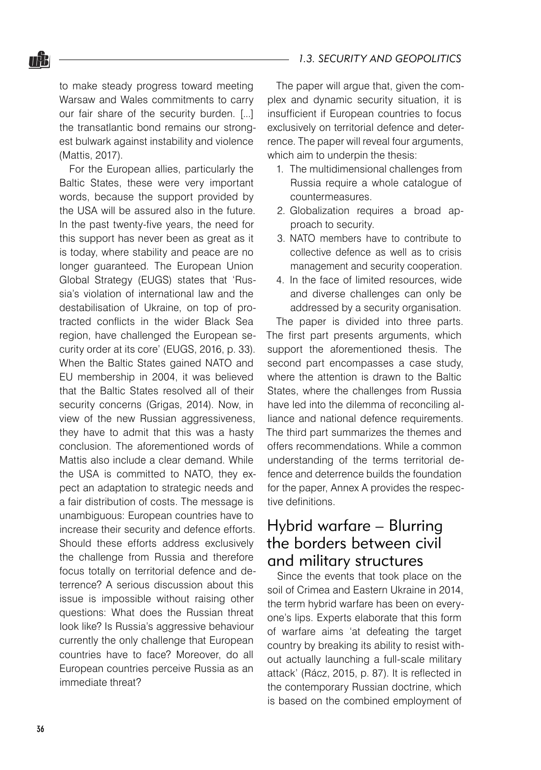to make steady progress toward meeting Warsaw and Wales commitments to carry our fair share of the security burden. [...] the transatlantic bond remains our strongest bulwark against instability and violence (Mattis, 2017).

For the European allies, particularly the Baltic States, these were very important words, because the support provided by the USA will be assured also in the future. In the past twenty-five years, the need for this support has never been as great as it is today, where stability and peace are no longer guaranteed. The European Union Global Strategy (EUGS) states that 'Russia's violation of international law and the destabilisation of Ukraine, on top of protracted conflicts in the wider Black Sea region, have challenged the European security order at its core' (EUGS, 2016, p. 33). When the Baltic States gained NATO and EU membership in 2004, it was believed that the Baltic States resolved all of their security concerns (Grigas, 2014). Now, in view of the new Russian aggressiveness, they have to admit that this was a hasty conclusion. The aforementioned words of Mattis also include a clear demand. While the USA is committed to NATO, they expect an adaptation to strategic needs and a fair distribution of costs. The message is unambiguous: European countries have to increase their security and defence efforts. Should these efforts address exclusively the challenge from Russia and therefore focus totally on territorial defence and deterrence? A serious discussion about this issue is impossible without raising other questions: What does the Russian threat look like? Is Russia's aggressive behaviour currently the only challenge that European countries have to face? Moreover, do all European countries perceive Russia as an immediate threat?

The paper will argue that, given the complex and dynamic security situation, it is insufficient if European countries to focus exclusively on territorial defence and deterrence. The paper will reveal four arguments, which aim to underpin the thesis:

1. The multidimensional challenges from Russia require a whole catalogue of countermeasures.
2. Globalization requires a broad approach to security.
3. NATO members have to contribute to collective defence as well as to crisis management and security cooperation.
4. In the face of limited resources, wide and diverse challenges can only be addressed by a security organisation.

The paper is divided into three parts. The first part presents arguments, which support the aforementioned thesis. The second part encompasses a case study, where the attention is drawn to the Baltic States, where the challenges from Russia have led into the dilemma of reconciling alliance and national defence requirements. The third part summarizes the themes and offers recommendations. While a common understanding of the terms territorial defence and deterrence builds the foundation for the paper, Annex A provides the respective definitions.

## Hybrid warfare – Blurring the borders between civil and military structures

Since the events that took place on the soil of Crimea and Eastern Ukraine in 2014, the term hybrid warfare has been on everyone's lips. Experts elaborate that this form of warfare aims 'at defeating the target country by breaking its ability to resist without actually launching a full-scale military attack' (Rácz, 2015, p. 87). It is reflected in the contemporary Russian doctrine, which is based on the combined employment of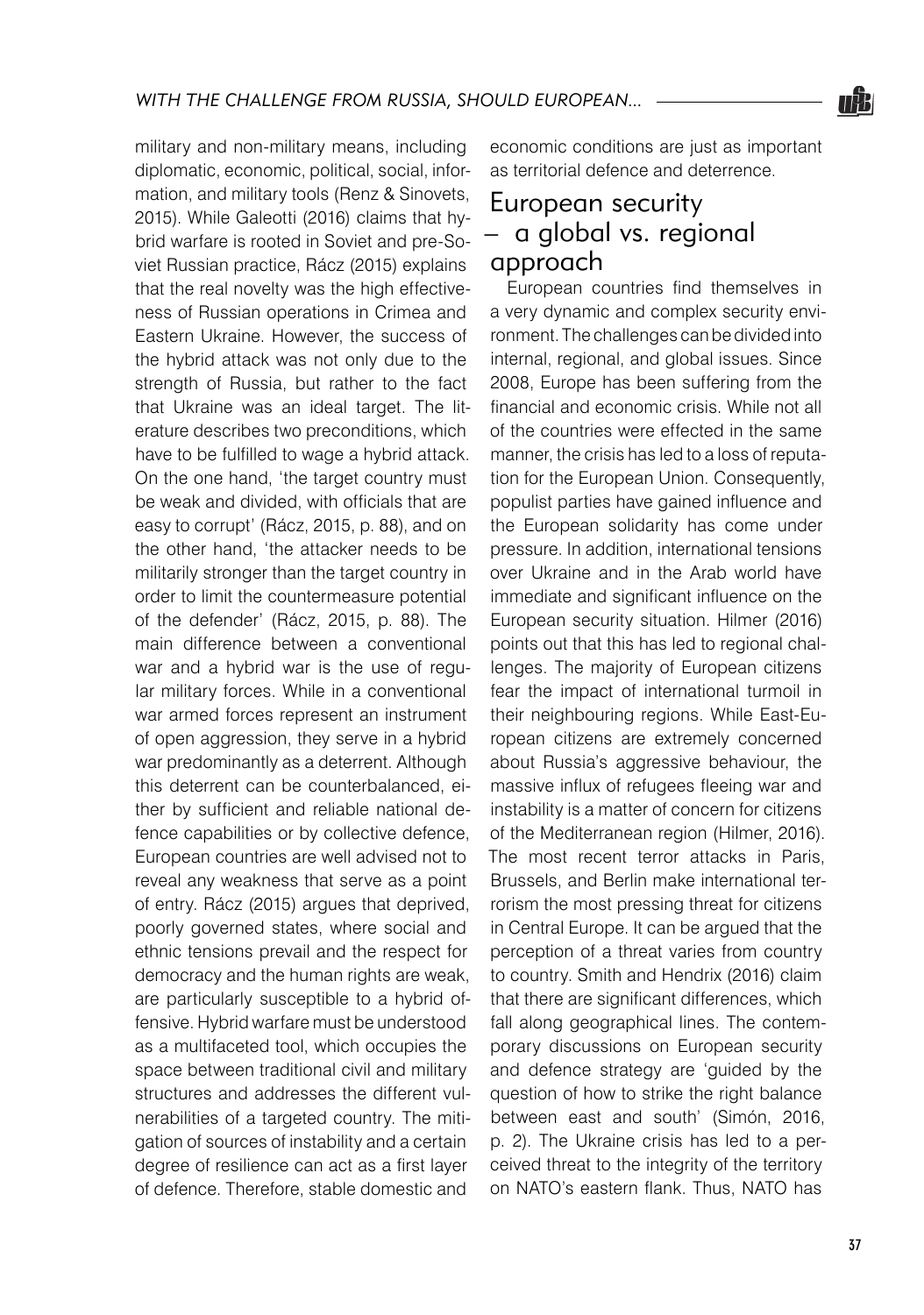military and non-military means, including diplomatic, economic, political, social, information, and military tools (Renz & Sinovets, 2015). While Galeotti (2016) claims that hybrid warfare is rooted in Soviet and pre-Soviet Russian practice, Rácz (2015) explains that the real novelty was the high effectiveness of Russian operations in Crimea and Eastern Ukraine. However, the success of the hybrid attack was not only due to the strength of Russia, but rather to the fact that Ukraine was an ideal target. The literature describes two preconditions, which have to be fulfilled to wage a hybrid attack. On the one hand, 'the target country must be weak and divided, with officials that are easy to corrupt' (Rácz, 2015, p. 88), and on the other hand, 'the attacker needs to be militarily stronger than the target country in order to limit the countermeasure potential of the defender' (Rácz, 2015, p. 88). The main difference between a conventional war and a hybrid war is the use of regular military forces. While in a conventional war armed forces represent an instrument of open aggression, they serve in a hybrid war predominantly as a deterrent. Although this deterrent can be counterbalanced, either by sufficient and reliable national defence capabilities or by collective defence, European countries are well advised not to reveal any weakness that serve as a point of entry. Rácz (2015) argues that deprived, poorly governed states, where social and ethnic tensions prevail and the respect for democracy and the human rights are weak, are particularly susceptible to a hybrid offensive. Hybrid warfare must be understood as a multifaceted tool, which occupies the space between traditional civil and military structures and addresses the different vulnerabilities of a targeted country. The mitigation of sources of instability and a certain degree of resilience can act as a first layer of defence. Therefore, stable domestic and economic conditions are just as important as territorial defence and deterrence.

## European security – a global vs. regional approach

European countries find themselves in a very dynamic and complex security environment. The challenges can be divided into internal, regional, and global issues. Since 2008, Europe has been suffering from the financial and economic crisis. While not all of the countries were effected in the same manner, the crisis has led to a loss of reputation for the European Union. Consequently, populist parties have gained influence and the European solidarity has come under pressure. In addition, international tensions over Ukraine and in the Arab world have immediate and significant influence on the European security situation. Hilmer (2016) points out that this has led to regional challenges. The majority of European citizens fear the impact of international turmoil in their neighbouring regions. While East-European citizens are extremely concerned about Russia's aggressive behaviour, the massive influx of refugees fleeing war and instability is a matter of concern for citizens of the Mediterranean region (Hilmer, 2016). The most recent terror attacks in Paris, Brussels, and Berlin make international terrorism the most pressing threat for citizens in Central Europe. It can be argued that the perception of a threat varies from country to country. Smith and Hendrix (2016) claim that there are significant differences, which fall along geographical lines. The contemporary discussions on European security and defence strategy are 'guided by the question of how to strike the right balance between east and south' (Simón, 2016, p. 2). The Ukraine crisis has led to a perceived threat to the integrity of the territory on NATO's eastern flank. Thus, NATO has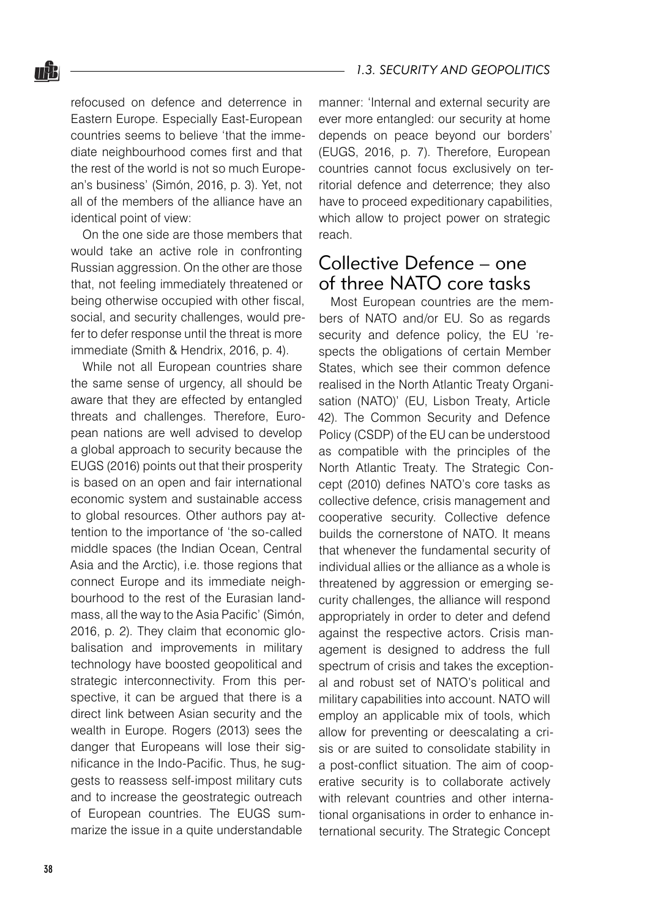refocused on defence and deterrence in Eastern Europe. Especially East-European countries seems to believe 'that the immediate neighbourhood comes first and that the rest of the world is not so much European's business' (Simón, 2016, p. 3). Yet, not all of the members of the alliance have an identical point of view:

On the one side are those members that would take an active role in confronting Russian aggression. On the other are those that, not feeling immediately threatened or being otherwise occupied with other fiscal, social, and security challenges, would prefer to defer response until the threat is more immediate (Smith & Hendrix, 2016, p. 4).

While not all European countries share the same sense of urgency, all should be aware that they are effected by entangled threats and challenges. Therefore, European nations are well advised to develop a global approach to security because the EUGS (2016) points out that their prosperity is based on an open and fair international economic system and sustainable access to global resources. Other authors pay attention to the importance of 'the so-called middle spaces (the Indian Ocean, Central Asia and the Arctic), i.e. those regions that connect Europe and its immediate neighbourhood to the rest of the Eurasian landmass, all the way to the Asia Pacific' (Simón, 2016, p. 2). They claim that economic globalisation and improvements in military technology have boosted geopolitical and strategic interconnectivity. From this perspective, it can be argued that there is a direct link between Asian security and the wealth in Europe. Rogers (2013) sees the danger that Europeans will lose their significance in the Indo-Pacific. Thus, he suggests to reassess self-impost military cuts and to increase the geostrategic outreach of European countries. The EUGS summarize the issue in a quite understandable manner: 'Internal and external security are ever more entangled: our security at home depends on peace beyond our borders' (EUGS, 2016, p. 7). Therefore, European countries cannot focus exclusively on territorial defence and deterrence; they also have to proceed expeditionary capabilities, which allow to project power on strategic reach.

## Collective Defence – one of three NATO core tasks

Most European countries are the members of NATO and/or EU. So as regards security and defence policy, the EU 'respects the obligations of certain Member States, which see their common defence realised in the North Atlantic Treaty Organisation (NATO)' (EU, Lisbon Treaty, Article 42). The Common Security and Defence Policy (CSDP) of the EU can be understood as compatible with the principles of the North Atlantic Treaty. The Strategic Concept (2010) defines NATO's core tasks as collective defence, crisis management and cooperative security. Collective defence builds the cornerstone of NATO. It means that whenever the fundamental security of individual allies or the alliance as a whole is threatened by aggression or emerging security challenges, the alliance will respond appropriately in order to deter and defend against the respective actors. Crisis management is designed to address the full spectrum of crisis and takes the exceptional and robust set of NATO's political and military capabilities into account. NATO will employ an applicable mix of tools, which allow for preventing or deescalating a crisis or are suited to consolidate stability in a post-conflict situation. The aim of cooperative security is to collaborate actively with relevant countries and other international organisations in order to enhance international security. The Strategic Concept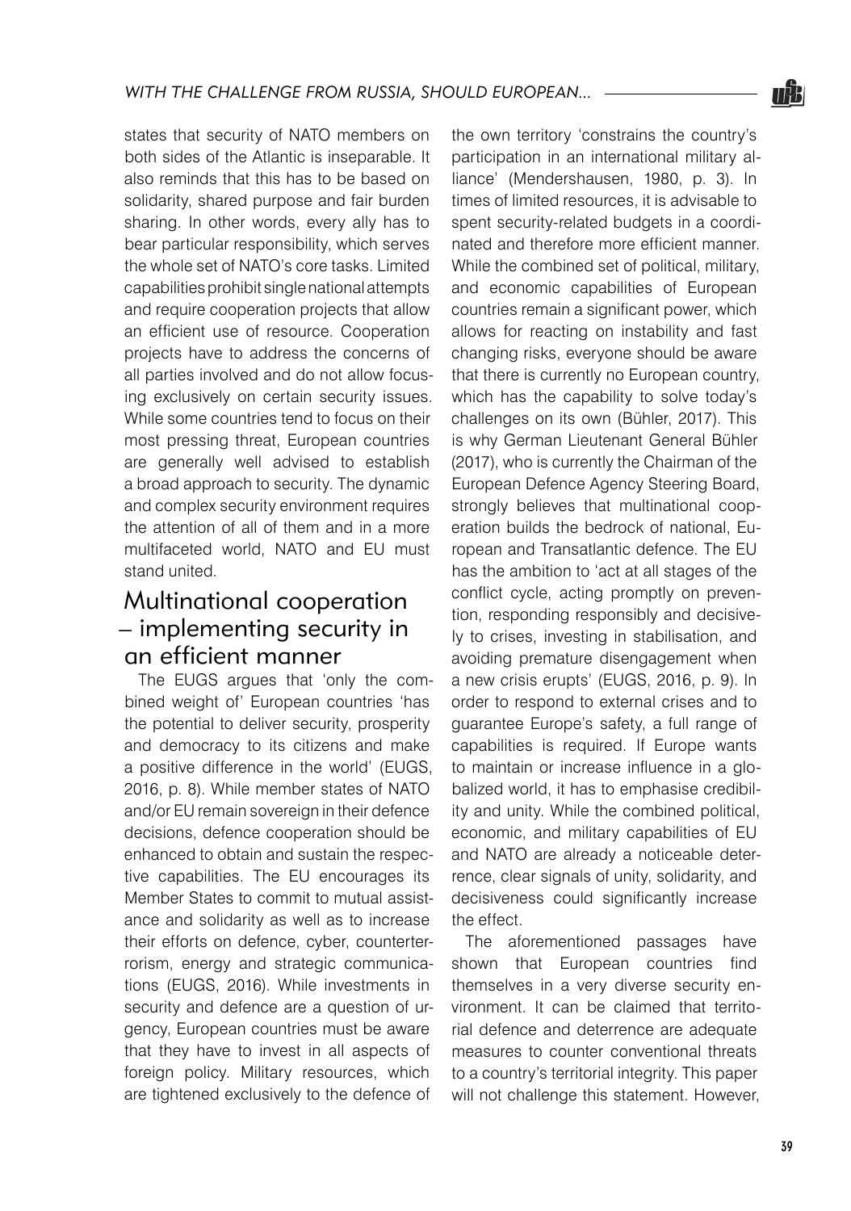states that security of NATO members on both sides of the Atlantic is inseparable. It also reminds that this has to be based on solidarity, shared purpose and fair burden sharing. In other words, every ally has to bear particular responsibility, which serves the whole set of NATO's core tasks. Limited capabilities prohibit single national attempts and require cooperation projects that allow an efficient use of resource. Cooperation projects have to address the concerns of all parties involved and do not allow focusing exclusively on certain security issues. While some countries tend to focus on their most pressing threat, European countries are generally well advised to establish a broad approach to security. The dynamic and complex security environment requires the attention of all of them and in a more multifaceted world, NATO and EU must stand united.

## Multinational cooperation – implementing security in an efficient manner

The EUGS argues that 'only the combined weight of' European countries 'has the potential to deliver security, prosperity and democracy to its citizens and make a positive difference in the world' (EUGS, 2016, p. 8). While member states of NATO and/or EU remain sovereign in their defence decisions, defence cooperation should be enhanced to obtain and sustain the respective capabilities. The EU encourages its Member States to commit to mutual assistance and solidarity as well as to increase their efforts on defence, cyber, counterterrorism, energy and strategic communications (EUGS, 2016). While investments in security and defence are a question of urgency, European countries must be aware that they have to invest in all aspects of foreign policy. Military resources, which are tightened exclusively to the defence of the own territory 'constrains the country's participation in an international military alliance' (Mendershausen, 1980, p. 3). In times of limited resources, it is advisable to spent security-related budgets in a coordinated and therefore more efficient manner. While the combined set of political, military, and economic capabilities of European countries remain a significant power, which allows for reacting on instability and fast changing risks, everyone should be aware that there is currently no European country, which has the capability to solve today's challenges on its own (Bühler, 2017). This is why German Lieutenant General Bühler (2017), who is currently the Chairman of the European Defence Agency Steering Board, strongly believes that multinational cooperation builds the bedrock of national, European and Transatlantic defence. The EU has the ambition to 'act at all stages of the conflict cycle, acting promptly on prevention, responding responsibly and decisively to crises, investing in stabilisation, and avoiding premature disengagement when a new crisis erupts' (EUGS, 2016, p. 9). In order to respond to external crises and to guarantee Europe's safety, a full range of capabilities is required. If Europe wants to maintain or increase influence in a globalized world, it has to emphasise credibility and unity. While the combined political, economic, and military capabilities of EU and NATO are already a noticeable deterrence, clear signals of unity, solidarity, and decisiveness could significantly increase the effect.

The aforementioned passages have shown that European countries find themselves in a very diverse security environment. It can be claimed that territorial defence and deterrence are adequate measures to counter conventional threats to a country's territorial integrity. This paper will not challenge this statement. However,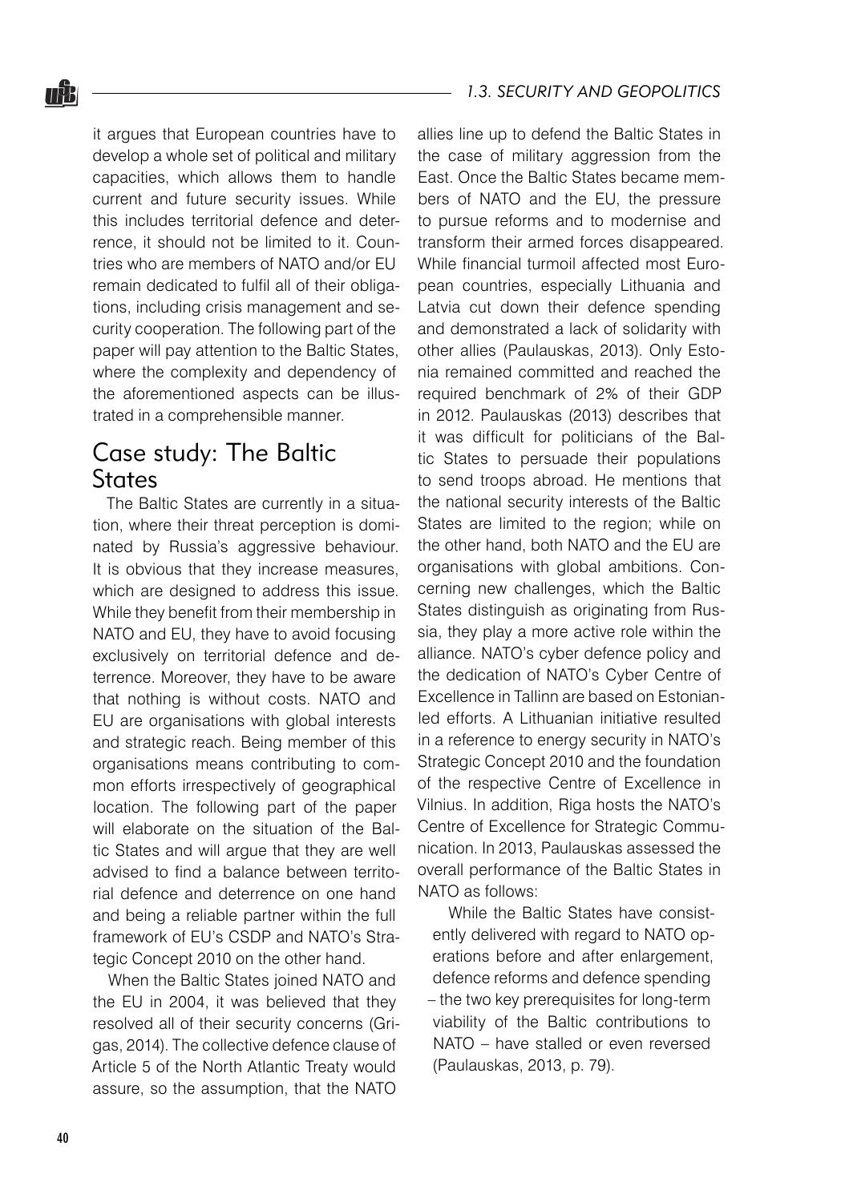it argues that European countries have to develop a whole set of political and military capacities, which allows them to handle current and future security issues. While this includes territorial defence and deterrence, it should not be limited to it. Countries who are members of NATO and/or EU remain dedicated to fulfil all of their obligations, including crisis management and security cooperation. The following part of the paper will pay attention to the Baltic States, where the complexity and dependency of the aforementioned aspects can be illustrated in a comprehensible manner.

## Case study: The Baltic States

The Baltic States are currently in a situation, where their threat perception is dominated by Russia's aggressive behaviour. It is obvious that they increase measures, which are designed to address this issue. While they benefit from their membership in NATO and EU, they have to avoid focusing exclusively on territorial defence and deterrence. Moreover, they have to be aware that nothing is without costs. NATO and EU are organisations with global interests and strategic reach. Being member of this organisations means contributing to common efforts irrespectively of geographical location. The following part of the paper will elaborate on the situation of the Baltic States and will argue that they are well advised to find a balance between territorial defence and deterrence on one hand and being a reliable partner within the full framework of EU's CSDP and NATO's Strategic Concept 2010 on the other hand.

When the Baltic States joined NATO and the EU in 2004, it was believed that they resolved all of their security concerns (Grigas, 2014). The collective defence clause of Article 5 of the North Atlantic Treaty would assure, so the assumption, that the NATO allies line up to defend the Baltic States in the case of military aggression from the East. Once the Baltic States became members of NATO and the EU, the pressure to pursue reforms and to modernise and transform their armed forces disappeared. While financial turmoil affected most European countries, especially Lithuania and Latvia cut down their defence spending and demonstrated a lack of solidarity with other allies (Paulauskas, 2013). Only Estonia remained committed and reached the required benchmark of 2% of their GDP in 2012. Paulauskas (2013) describes that it was difficult for politicians of the Baltic States to persuade their populations to send troops abroad. He mentions that the national security interests of the Baltic States are limited to the region; while on the other hand, both NATO and the EU are organisations with global ambitions. Concerning new challenges, which the Baltic States distinguish as originating from Russia, they play a more active role within the alliance. NATO's cyber defence policy and the dedication of NATO's Cyber Centre of Excellence in Tallinn are based on Estonian-led efforts. A Lithuanian initiative resulted in a reference to energy security in NATO's Strategic Concept 2010 and the foundation of the respective Centre of Excellence in Vilnius. In addition, Riga hosts the NATO's Centre of Excellence for Strategic Communication. In 2013, Paulauskas assessed the overall performance of the Baltic States in NATO as follows:

> While the Baltic States have consistently delivered with regard to NATO operations before and after enlargement, defence reforms and defence spending – the two key prerequisites for long-term viability of the Baltic contributions to NATO – have stalled or even reversed (Paulauskas, 2013, p. 79).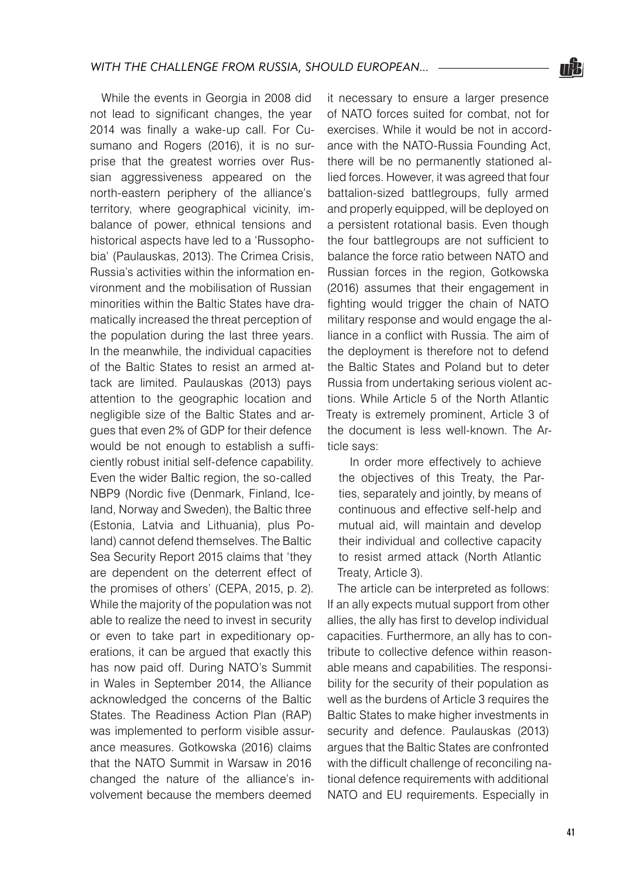While the events in Georgia in 2008 did not lead to significant changes, the year 2014 was finally a wake-up call. For Cusumano and Rogers (2016), it is no surprise that the greatest worries over Russian aggressiveness appeared on the north-eastern periphery of the alliance's territory, where geographical vicinity, imbalance of power, ethnical tensions and historical aspects have led to a 'Russophobia' (Paulauskas, 2013). The Crimea Crisis, Russia's activities within the information environment and the mobilisation of Russian minorities within the Baltic States have dramatically increased the threat perception of the population during the last three years. In the meanwhile, the individual capacities of the Baltic States to resist an armed attack are limited. Paulauskas (2013) pays attention to the geographic location and negligible size of the Baltic States and argues that even 2% of GDP for their defence would be not enough to establish a sufficiently robust initial self-defence capability. Even the wider Baltic region, the so-called NBP9 (Nordic five (Denmark, Finland, Iceland, Norway and Sweden), the Baltic three (Estonia, Latvia and Lithuania), plus Poland) cannot defend themselves. The Baltic Sea Security Report 2015 claims that 'they are dependent on the deterrent effect of the promises of others' (CEPA, 2015, p. 2). While the majority of the population was not able to realize the need to invest in security or even to take part in expeditionary operations, it can be argued that exactly this has now paid off. During NATO's Summit in Wales in September 2014, the Alliance acknowledged the concerns of the Baltic States. The Readiness Action Plan (RAP) was implemented to perform visible assurance measures. Gotkowska (2016) claims that the NATO Summit in Warsaw in 2016 changed the nature of the alliance's involvement because the members deemed it necessary to ensure a larger presence of NATO forces suited for combat, not for exercises. While it would be not in accordance with the NATO-Russia Founding Act, there will be no permanently stationed allied forces. However, it was agreed that four battalion-sized battlegroups, fully armed and properly equipped, will be deployed on a persistent rotational basis. Even though the four battlegroups are not sufficient to balance the force ratio between NATO and Russian forces in the region, Gotkowska (2016) assumes that their engagement in fighting would trigger the chain of NATO military response and would engage the alliance in a conflict with Russia. The aim of the deployment is therefore not to defend the Baltic States and Poland but to deter Russia from undertaking serious violent actions. While Article 5 of the North Atlantic Treaty is extremely prominent, Article 3 of the document is less well-known. The Article says:

> In order more effectively to achieve the objectives of this Treaty, the Parties, separately and jointly, by means of continuous and effective self-help and mutual aid, will maintain and develop their individual and collective capacity to resist armed attack (North Atlantic Treaty, Article 3).

The article can be interpreted as follows: If an ally expects mutual support from other allies, the ally has first to develop individual capacities. Furthermore, an ally has to contribute to collective defence within reasonable means and capabilities. The responsibility for the security of their population as well as the burdens of Article 3 requires the Baltic States to make higher investments in security and defence. Paulauskas (2013) argues that the Baltic States are confronted with the difficult challenge of reconciling national defence requirements with additional NATO and EU requirements. Especially in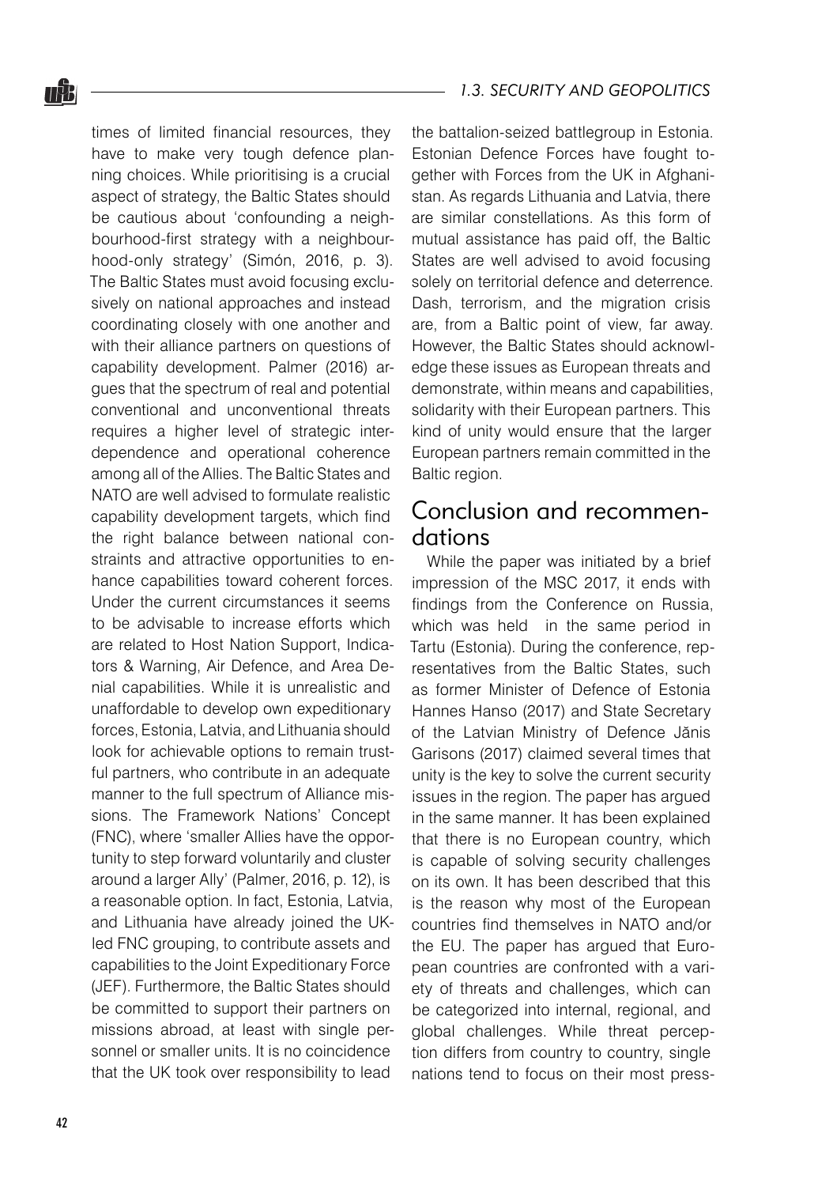times of limited financial resources, they have to make very tough defence planning choices. While prioritising is a crucial aspect of strategy, the Baltic States should be cautious about 'confounding a neighbourhood-first strategy with a neighbourhood-only strategy' (Simón, 2016, p. 3). The Baltic States must avoid focusing exclusively on national approaches and instead coordinating closely with one another and with their alliance partners on questions of capability development. Palmer (2016) argues that the spectrum of real and potential conventional and unconventional threats requires a higher level of strategic interdependence and operational coherence among all of the Allies. The Baltic States and NATO are well advised to formulate realistic capability development targets, which find the right balance between national constraints and attractive opportunities to enhance capabilities toward coherent forces. Under the current circumstances it seems to be advisable to increase efforts which are related to Host Nation Support, Indicators & Warning, Air Defence, and Area Denial capabilities. While it is unrealistic and unaffordable to develop own expeditionary forces, Estonia, Latvia, and Lithuania should look for achievable options to remain trustful partners, who contribute in an adequate manner to the full spectrum of Alliance missions. The Framework Nations' Concept (FNC), where 'smaller Allies have the opportunity to step forward voluntarily and cluster around a larger Ally' (Palmer, 2016, p. 12), is a reasonable option. In fact, Estonia, Latvia, and Lithuania have already joined the UK-led FNC grouping, to contribute assets and capabilities to the Joint Expeditionary Force (JEF). Furthermore, the Baltic States should be committed to support their partners on missions abroad, at least with single personnel or smaller units. It is no coincidence that the UK took over responsibility to lead the battalion-seized battlegroup in Estonia. Estonian Defence Forces have fought together with Forces from the UK in Afghanistan. As regards Lithuania and Latvia, there are similar constellations. As this form of mutual assistance has paid off, the Baltic States are well advised to avoid focusing solely on territorial defence and deterrence. Dash, terrorism, and the migration crisis are, from a Baltic point of view, far away. However, the Baltic States should acknowledge these issues as European threats and demonstrate, within means and capabilities, solidarity with their European partners. This kind of unity would ensure that the larger European partners remain committed in the Baltic region.

## Conclusion and recommendations

While the paper was initiated by a brief impression of the MSC 2017, it ends with findings from the Conference on Russia, which was held in the same period in Tartu (Estonia). During the conference, representatives from the Baltic States, such as former Minister of Defence of Estonia Hannes Hanso (2017) and State Secretary of the Latvian Ministry of Defence Jānis Garisons (2017) claimed several times that unity is the key to solve the current security issues in the region. The paper has argued in the same manner. It has been explained that there is no European country, which is capable of solving security challenges on its own. It has been described that this is the reason why most of the European countries find themselves in NATO and/or the EU. The paper has argued that European countries are confronted with a variety of threats and challenges, which can be categorized into internal, regional, and global challenges. While threat perception differs from country to country, single nations tend to focus on their most press-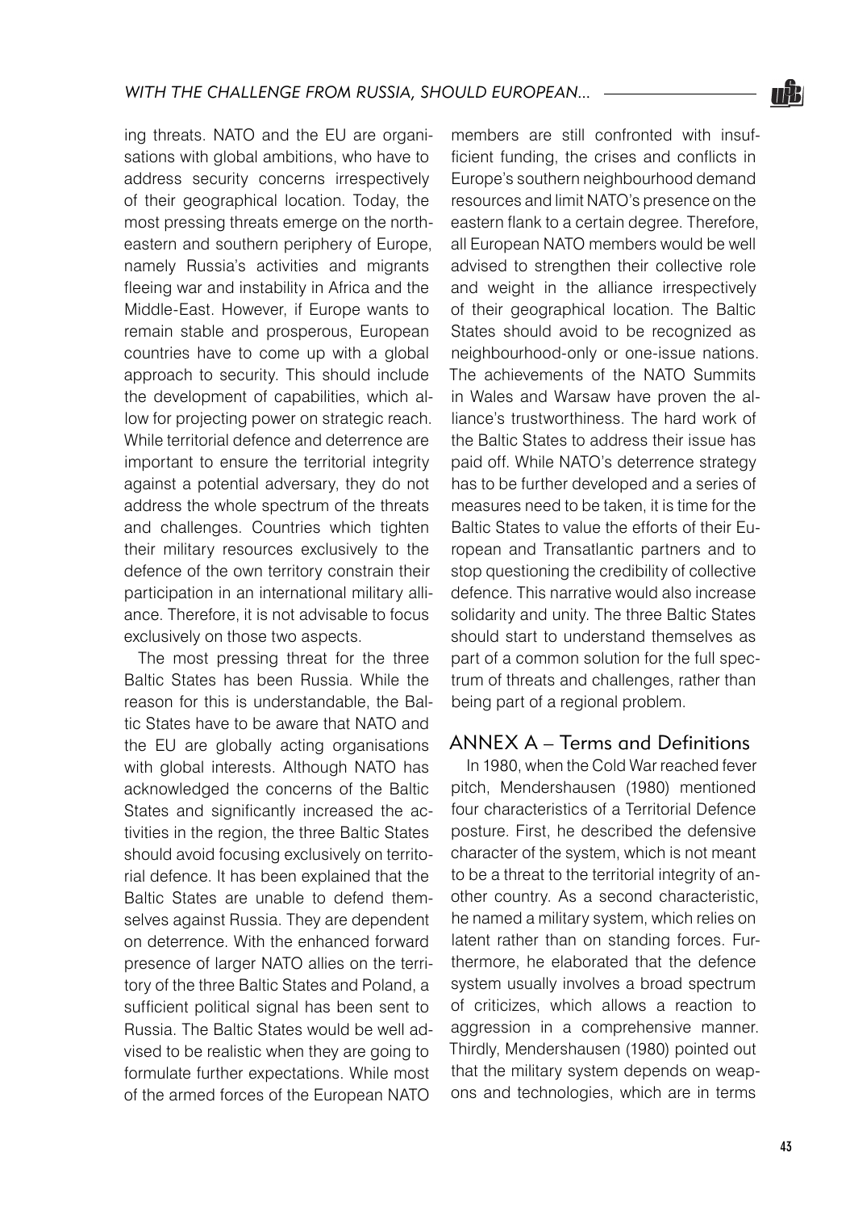ing threats. NATO and the EU are organisations with global ambitions, who have to address security concerns irrespectively of their geographical location. Today, the most pressing threats emerge on the north-eastern and southern periphery of Europe, namely Russia's activities and migrants fleeing war and instability in Africa and the Middle-East. However, if Europe wants to remain stable and prosperous, European countries have to come up with a global approach to security. This should include the development of capabilities, which allow for projecting power on strategic reach. While territorial defence and deterrence are important to ensure the territorial integrity against a potential adversary, they do not address the whole spectrum of the threats and challenges. Countries which tighten their military resources exclusively to the defence of the own territory constrain their participation in an international military alliance. Therefore, it is not advisable to focus exclusively on those two aspects.

The most pressing threat for the three Baltic States has been Russia. While the reason for this is understandable, the Baltic States have to be aware that NATO and the EU are globally acting organisations with global interests. Although NATO has acknowledged the concerns of the Baltic States and significantly increased the activities in the region, the three Baltic States should avoid focusing exclusively on territorial defence. It has been explained that the Baltic States are unable to defend themselves against Russia. They are dependent on deterrence. With the enhanced forward presence of larger NATO allies on the territory of the three Baltic States and Poland, a sufficient political signal has been sent to Russia. The Baltic States would be well advised to be realistic when they are going to formulate further expectations. While most of the armed forces of the European NATO members are still confronted with insufficient funding, the crises and conflicts in Europe's southern neighbourhood demand resources and limit NATO's presence on the eastern flank to a certain degree. Therefore, all European NATO members would be well advised to strengthen their collective role and weight in the alliance irrespectively of their geographical location. The Baltic States should avoid to be recognized as neighbourhood-only or one-issue nations. The achievements of the NATO Summits in Wales and Warsaw have proven the alliance's trustworthiness. The hard work of the Baltic States to address their issue has paid off. While NATO's deterrence strategy has to be further developed and a series of measures need to be taken, it is time for the Baltic States to value the efforts of their European and Transatlantic partners and to stop questioning the credibility of collective defence. This narrative would also increase solidarity and unity. The three Baltic States should start to understand themselves as part of a common solution for the full spectrum of threats and challenges, rather than being part of a regional problem.

## ANNEX A – Terms and Definitions

In 1980, when the Cold War reached fever pitch, Mendershausen (1980) mentioned four characteristics of a Territorial Defence posture. First, he described the defensive character of the system, which is not meant to be a threat to the territorial integrity of another country. As a second characteristic, he named a military system, which relies on latent rather than on standing forces. Furthermore, he elaborated that the defence system usually involves a broad spectrum of criticizes, which allows a reaction to aggression in a comprehensive manner. Thirdly, Mendershausen (1980) pointed out that the military system depends on weapons and technologies, which are in terms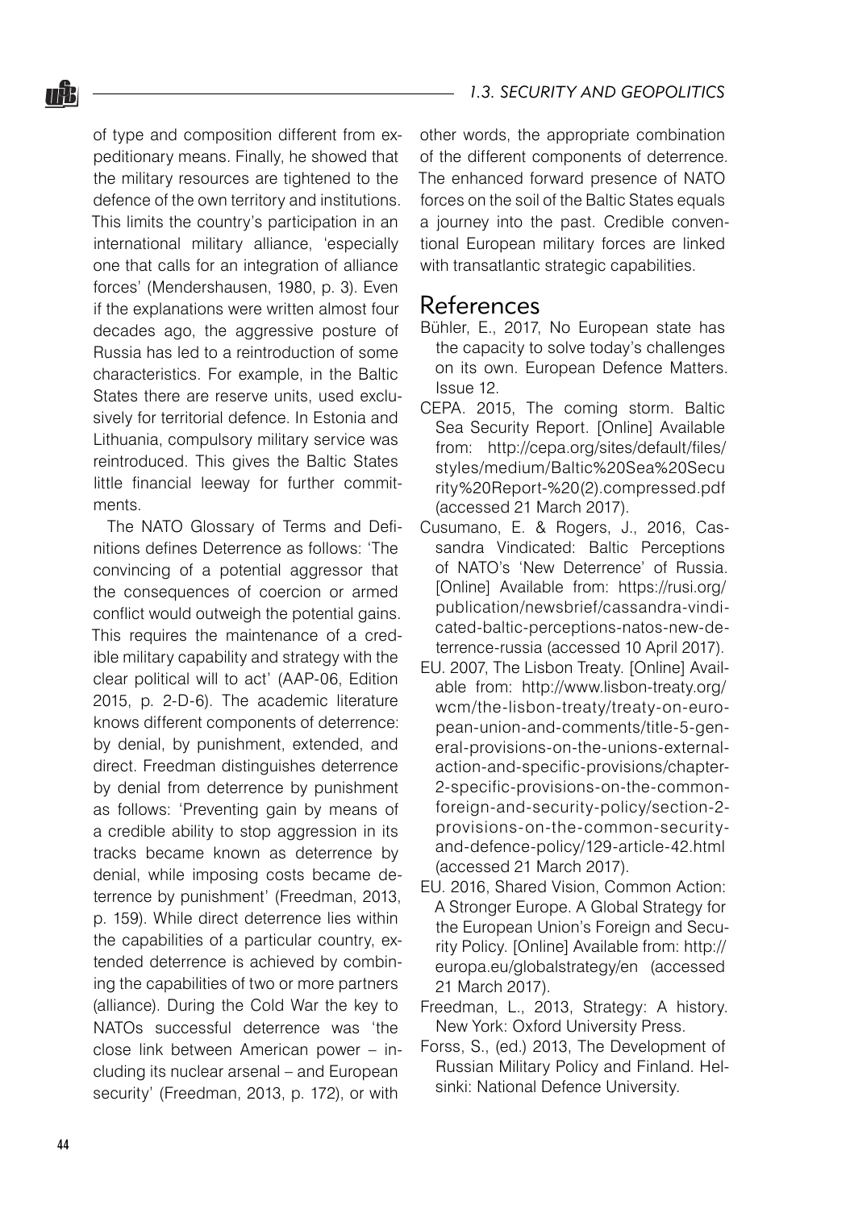of type and composition different from expeditionary means. Finally, he showed that the military resources are tightened to the defence of the own territory and institutions. This limits the country's participation in an international military alliance, 'especially one that calls for an integration of alliance forces' (Mendershausen, 1980, p. 3). Even if the explanations were written almost four decades ago, the aggressive posture of Russia has led to a reintroduction of some characteristics. For example, in the Baltic States there are reserve units, used exclusively for territorial defence. In Estonia and Lithuania, compulsory military service was reintroduced. This gives the Baltic States little financial leeway for further commitments.

The NATO Glossary of Terms and Definitions defines Deterrence as follows: 'The convincing of a potential aggressor that the consequences of coercion or armed conflict would outweigh the potential gains. This requires the maintenance of a credible military capability and strategy with the clear political will to act' (AAP-06, Edition 2015, p. 2-D-6). The academic literature knows different components of deterrence: by denial, by punishment, extended, and direct. Freedman distinguishes deterrence by denial from deterrence by punishment as follows: 'Preventing gain by means of a credible ability to stop aggression in its tracks became known as deterrence by denial, while imposing costs became deterrence by punishment' (Freedman, 2013, p. 159). While direct deterrence lies within the capabilities of a particular country, extended deterrence is achieved by combining the capabilities of two or more partners (alliance). During the Cold War the key to NATOs successful deterrence was 'the close link between American power – including its nuclear arsenal – and European security' (Freedman, 2013, p. 172), or with other words, the appropriate combination of the different components of deterrence. The enhanced forward presence of NATO forces on the soil of the Baltic States equals a journey into the past. Credible conventional European military forces are linked with transatlantic strategic capabilities.

## References

Bühler, E., 2017, No European state has the capacity to solve today's challenges on its own. European Defence Matters. Issue 12.

CEPA. 2015, The coming storm. Baltic Sea Security Report. [Online] Available from: http://cepa.org/sites/default/files/styles/medium/Baltic%20Sea%20Security%20Report-%20(2).compressed.pdf (accessed 21 March 2017).

Cusumano, E. & Rogers, J., 2016, Cassandra Vindicated: Baltic Perceptions of NATO's 'New Deterrence' of Russia. [Online] Available from: https://rusi.org/publication/newsbrief/cassandra-vindicated-baltic-perceptions-natos-new-deterrence-russia (accessed 10 April 2017).

EU. 2007, The Lisbon Treaty. [Online] Available from: http://www.lisbon-treaty.org/wcm/the-lisbon-treaty/treaty-on-european-union-and-comments/title-5-general-provisions-on-the-unions-external-action-and-specific-provisions/chapter-2-specific-provisions-on-the-common-foreign-and-security-policy/section-2-provisions-on-the-common-security-and-defence-policy/129-article-42.html (accessed 21 March 2017).

EU. 2016, Shared Vision, Common Action: A Stronger Europe. A Global Strategy for the European Union's Foreign and Security Policy. [Online] Available from: http://europa.eu/globalstrategy/en (accessed 21 March 2017).

Freedman, L., 2013, Strategy: A history. New York: Oxford University Press.

Forss, S., (ed.) 2013, The Development of Russian Military Policy and Finland. Helsinki: National Defence University.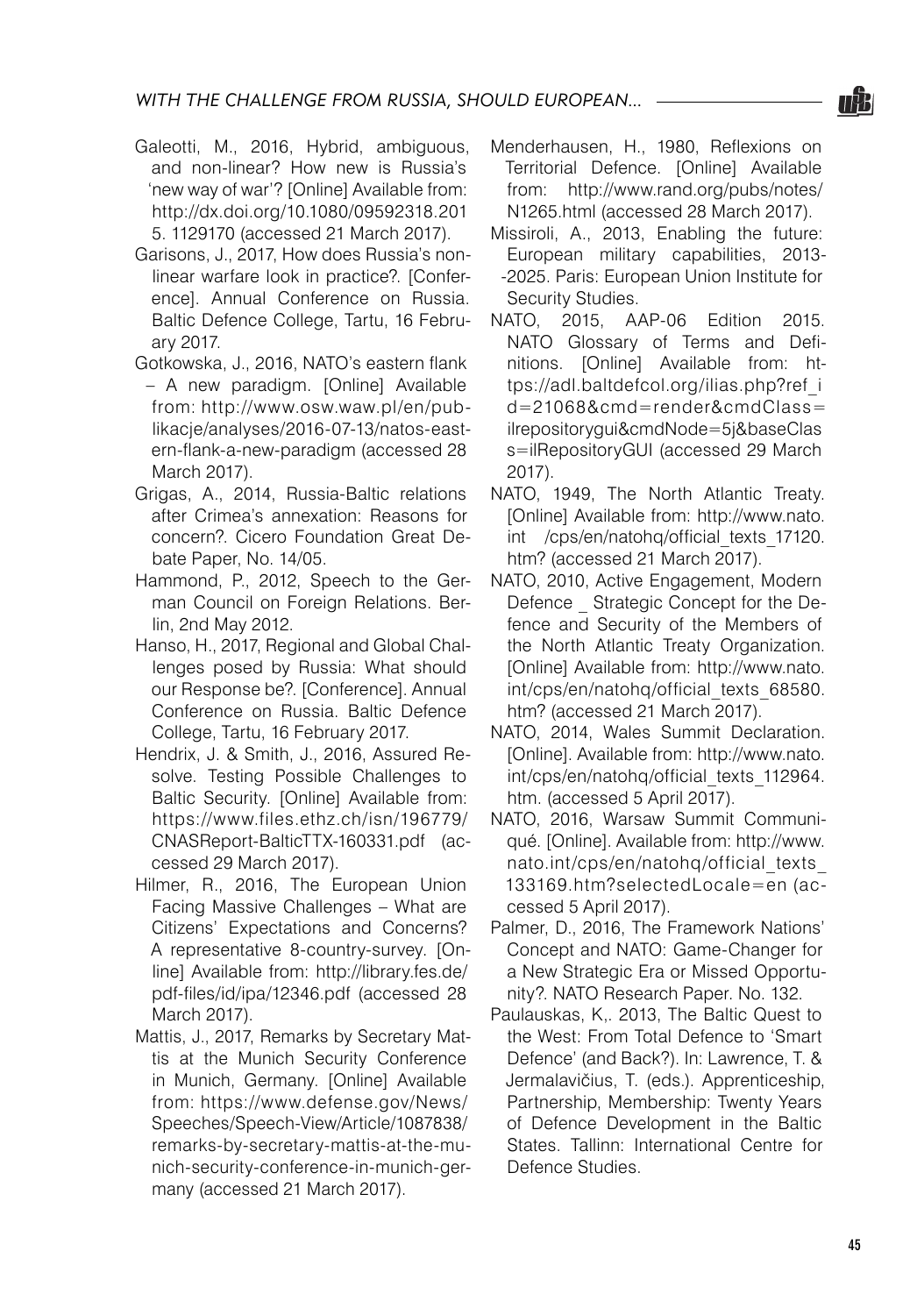Galeotti, M., 2016, Hybrid, ambiguous, and non-linear? How new is Russia's 'new way of war'? [Online] Available from: http://dx.doi.org/10.1080/09592318.2015.1129170 (accessed 21 March 2017).

Garisons, J., 2017, How does Russia's non-linear warfare look in practice?. [Conference]. Annual Conference on Russia. Baltic Defence College, Tartu, 16 February 2017.

Gotkowska, J., 2016, NATO's eastern flank – A new paradigm. [Online] Available from: http://www.osw.waw.pl/en/publikacje/analyses/2016-07-13/natos-eastern-flank-a-new-paradigm (accessed 28 March 2017).

Grigas, A., 2014, Russia-Baltic relations after Crimea's annexation: Reasons for concern?. Cicero Foundation Great Debate Paper, No. 14/05.

Hammond, P., 2012, Speech to the German Council on Foreign Relations. Berlin, 2nd May 2012.

Hanso, H., 2017, Regional and Global Challenges posed by Russia: What should our Response be?. [Conference]. Annual Conference on Russia. Baltic Defence College, Tartu, 16 February 2017.

Hendrix, J. & Smith, J., 2016, Assured Resolve. Testing Possible Challenges to Baltic Security. [Online] Available from: https://www.files.ethz.ch/isn/196779/CNASReport-BalticTTX-160331.pdf (accessed 29 March 2017).

Hilmer, R., 2016, The European Union Facing Massive Challenges – What are Citizens' Expectations and Concerns? A representative 8-country-survey. [Online] Available from: http://library.fes.de/pdf-files/id/ipa/12346.pdf (accessed 28 March 2017).

Mattis, J., 2017, Remarks by Secretary Mattis at the Munich Security Conference in Munich, Germany. [Online] Available from: https://www.defense.gov/News/Speeches/Speech-View/Article/1087838/remarks-by-secretary-mattis-at-the-munich-security-conference-in-munich-germany (accessed 21 March 2017).

Menderhausen, H., 1980, Reflexions on Territorial Defence. [Online] Available from: http://www.rand.org/pubs/notes/N1265.html (accessed 28 March 2017).

Missiroli, A., 2013, Enabling the future: European military capabilities, 2013-2025. Paris: European Union Institute for Security Studies.

NATO, 2015, AAP-06 Edition 2015. NATO Glossary of Terms and Definitions. [Online] Available from: https://adl.baltdefcol.org/ilias.php?ref_id=21068&cmd=render&cmdClass=ilrepositorygui&cmdNode=5j&baseClass=ilRepositoryGUI (accessed 29 March 2017).

NATO, 1949, The North Atlantic Treaty. [Online] Available from: http://www.nato.int /cps/en/natohq/official_texts_17120.htm? (accessed 21 March 2017).

NATO, 2010, Active Engagement, Modern Defence _ Strategic Concept for the Defence and Security of the Members of the North Atlantic Treaty Organization. [Online] Available from: http://www.nato.int/cps/en/natohq/official_texts_68580.htm? (accessed 21 March 2017).

NATO, 2014, Wales Summit Declaration. [Online]. Available from: http://www.nato.int/cps/en/natohq/official_texts_112964.htm. (accessed 5 April 2017).

NATO, 2016, Warsaw Summit Communiqué. [Online]. Available from: http://www.nato.int/cps/en/natohq/official_texts_133169.htm?selectedLocale=en (accessed 5 April 2017).

Palmer, D., 2016, The Framework Nations' Concept and NATO: Game-Changer for a New Strategic Era or Missed Opportunity?. NATO Research Paper. No. 132.

Paulauskas, K,. 2013, The Baltic Quest to the West: From Total Defence to 'Smart Defence' (and Back?). In: Lawrence, T. & Jermalavičius, T. (eds.). Apprenticeship, Partnership, Membership: Twenty Years of Defence Development in the Baltic States. Tallinn: International Centre for Defence Studies.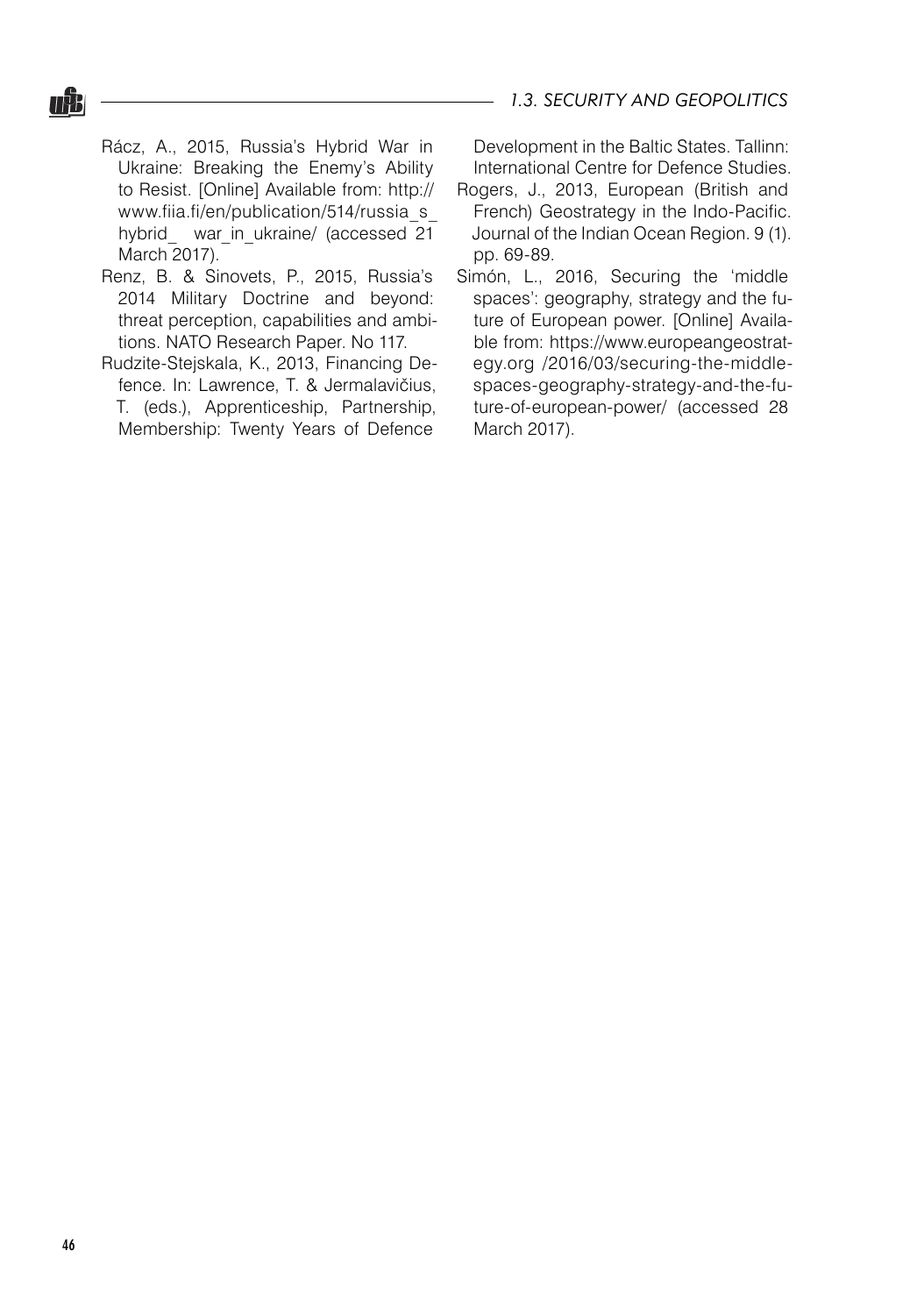Rácz, A., 2015, Russia's Hybrid War in Ukraine: Breaking the Enemy's Ability to Resist. [Online] Available from: http://www.fiia.fi/en/publication/514/russia_s_hybrid_ war_in_ukraine/ (accessed 21 March 2017).

Renz, B. & Sinovets, P., 2015, Russia's 2014 Military Doctrine and beyond: threat perception, capabilities and ambitions. NATO Research Paper. No 117.

Rudzite-Stejskala, K., 2013, Financing Defence. In: Lawrence, T. & Jermalavičius, T. (eds.), Apprenticeship, Partnership, Membership: Twenty Years of Defence Development in the Baltic States. Tallinn: International Centre for Defence Studies.

Rogers, J., 2013, European (British and French) Geostrategy in the Indo-Pacific. Journal of the Indian Ocean Region. 9 (1). pp. 69-89.

Simón, L., 2016, Securing the 'middle spaces': geography, strategy and the future of European power. [Online] Available from: https://www.europeangeostrategy.org /2016/03/securing-the-middle-spaces-geography-strategy-and-the-future-of-european-power/ (accessed 28 March 2017).